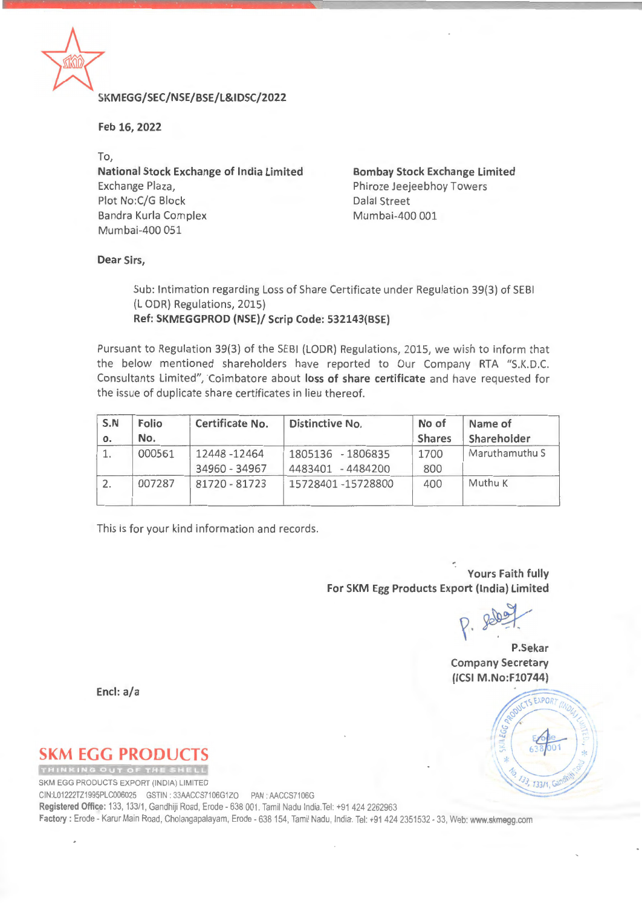SKMEGG/SEC/NSE/BSE/L&IDSC/2022

**Feb 16, 2022**

To,

**National Stock Exchange of India Limited**
Exchange Plaza,
Plot No:C/G Block
Bandra Kurla Complex
Mumbai-400 051

**Bombay Stock Exchange Limited**
Phiroze Jeejeebhoy Towers
Dalal Street
Mumbai-400 001

**Dear Sirs,**

Sub: Intimation regarding Loss of Share Certificate under Regulation 39(3) of SEBI (L ODR) Regulations, 2015)
**Ref: SKMEGGPROD (NSE)/ Scrip Code: 532143(BSE)**

Pursuant to Regulation 39(3) of the SEBI (LODR) Regulations, 2015, we wish to inform that the below mentioned shareholders have reported to Our Company RTA "S.K.D.C. Consultants Limited", Coimbatore about **loss of share certificate** and have requested for the issue of duplicate share certificates in lieu thereof.

| S.No. | Folio No. | Certificate No. | Distinctive No. | No of Shares | Name of Shareholder |
|---|---|---|---|---|---|
| 1. | 000561 | 12448 -12464<br>34960 - 34967 | 1805136 - 1806835<br>4483401 - 4484200 | 1700<br>800 | Maruthamuthu S |
| 2. | 007287 | 81720 - 81723 | 15728401 -15728800 | 400 | Muthu K |

This is for your kind information and records.

Yours Faith fully
**For SKM Egg Products Export (India) Limited**

P.Sekar
Company Secretary
(ICSI M.No:F10744)

Encl: a/a

**SKM EGG PRODUCTS**
THINKING OUT OF THE SHELL

SKM EGG PRODUCTS EXPORT (INDIA) LIMITED
CIN:L01222TZ1995PLC006025 GSTIN : 33AACCS7106G1ZO PAN : AACCS7106G
**Registered Office:** 133, 133/1, Gandhiji Road, Erode - 638 001. Tamil Nadu India.Tel: +91 424 2262963
**Factory :** Erode - Karur Main Road, Cholangapalayam, Erode - 638 154, Tamil Nadu, India. Tel: +91 424 2351532 - 33, Web: www.skmegg.com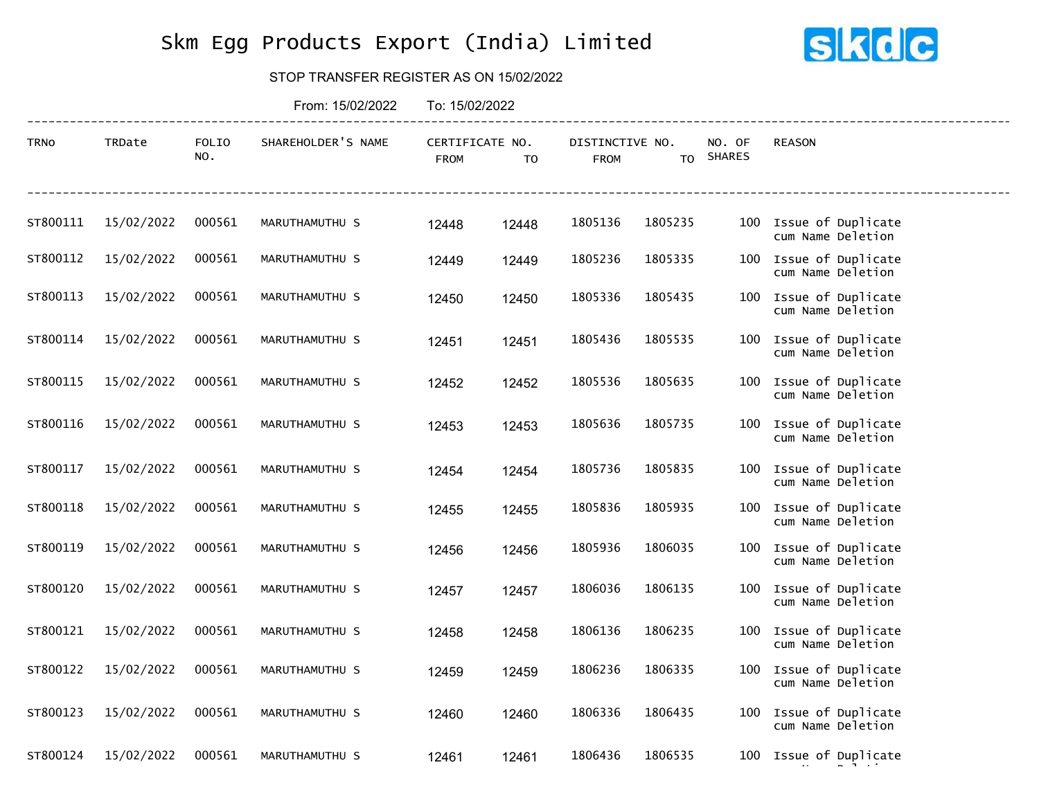# Skm Egg Products Export (India) Limited

STOP TRANSFER REGISTER AS ON 15/02/2022

From: 15/02/2022 To: 15/02/2022

| TRNo | TRDate | FOLIO NO. | SHAREHOLDER'S NAME | CERTIFICATE NO. | | DISTINCTIVE NO. | | NO. OF SHARES | REASON |
|---|---|---|---|---|---|---|---|---|---|
| | | | | FROM | TO | FROM | TO | | |
| ST800111 | 15/02/2022 | 000561 | MARUTHAMUTHU S | 12448 | 12448 | 1805136 | 1805235 | 100 | Issue of Duplicate cum Name Deletion |
| ST800112 | 15/02/2022 | 000561 | MARUTHAMUTHU S | 12449 | 12449 | 1805236 | 1805335 | 100 | Issue of Duplicate cum Name Deletion |
| ST800113 | 15/02/2022 | 000561 | MARUTHAMUTHU S | 12450 | 12450 | 1805336 | 1805435 | 100 | Issue of Duplicate cum Name Deletion |
| ST800114 | 15/02/2022 | 000561 | MARUTHAMUTHU S | 12451 | 12451 | 1805436 | 1805535 | 100 | Issue of Duplicate cum Name Deletion |
| ST800115 | 15/02/2022 | 000561 | MARUTHAMUTHU S | 12452 | 12452 | 1805536 | 1805635 | 100 | Issue of Duplicate cum Name Deletion |
| ST800116 | 15/02/2022 | 000561 | MARUTHAMUTHU S | 12453 | 12453 | 1805636 | 1805735 | 100 | Issue of Duplicate cum Name Deletion |
| ST800117 | 15/02/2022 | 000561 | MARUTHAMUTHU S | 12454 | 12454 | 1805736 | 1805835 | 100 | Issue of Duplicate cum Name Deletion |
| ST800118 | 15/02/2022 | 000561 | MARUTHAMUTHU S | 12455 | 12455 | 1805836 | 1805935 | 100 | Issue of Duplicate cum Name Deletion |
| ST800119 | 15/02/2022 | 000561 | MARUTHAMUTHU S | 12456 | 12456 | 1805936 | 1806035 | 100 | Issue of Duplicate cum Name Deletion |
| ST800120 | 15/02/2022 | 000561 | MARUTHAMUTHU S | 12457 | 12457 | 1806036 | 1806135 | 100 | Issue of Duplicate cum Name Deletion |
| ST800121 | 15/02/2022 | 000561 | MARUTHAMUTHU S | 12458 | 12458 | 1806136 | 1806235 | 100 | Issue of Duplicate cum Name Deletion |
| ST800122 | 15/02/2022 | 000561 | MARUTHAMUTHU S | 12459 | 12459 | 1806236 | 1806335 | 100 | Issue of Duplicate cum Name Deletion |
| ST800123 | 15/02/2022 | 000561 | MARUTHAMUTHU S | 12460 | 12460 | 1806336 | 1806435 | 100 | Issue of Duplicate cum Name Deletion |
| ST800124 | 15/02/2022 | 000561 | MARUTHAMUTHU S | 12461 | 12461 | 1806436 | 1806535 | 100 | Issue of Duplicate cum Name Deletion |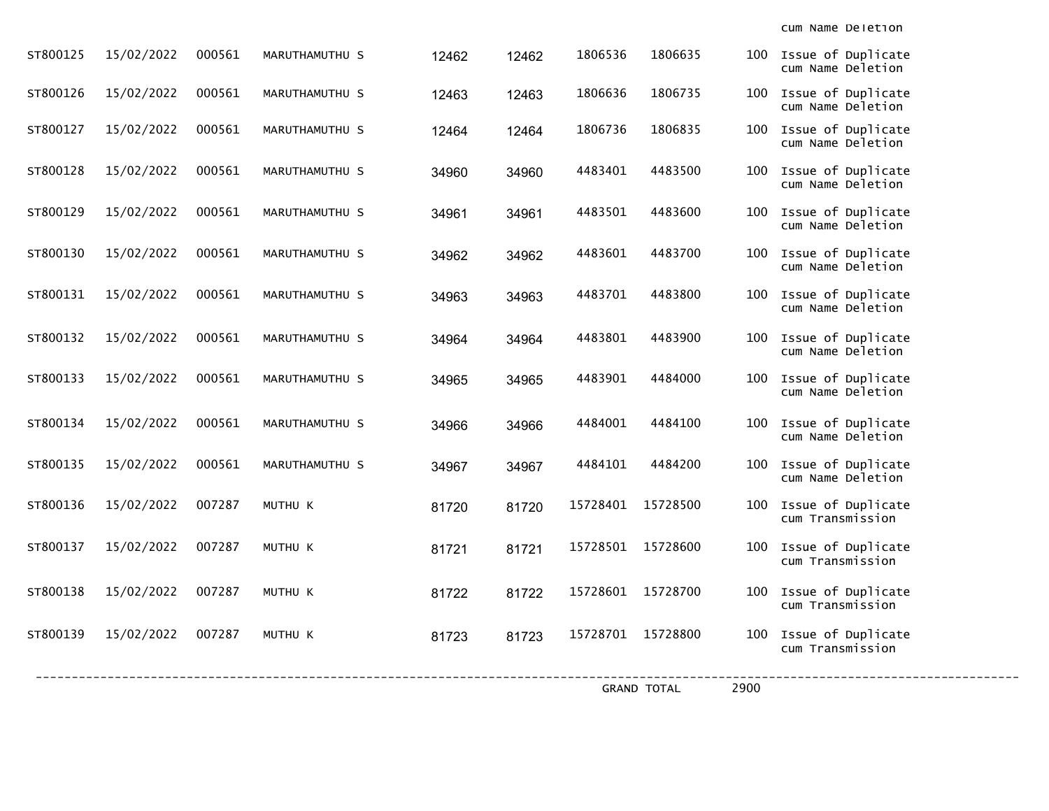cum Name Deletion

| | | | | | | | | | |
|---|---|---|---|---|---|---|---|---|---|
| ST800125 | 15/02/2022 | 000561 | MARUTHAMUTHU S | 12462 | 12462 | 1806536 | 1806635 | 100 | Issue of Duplicate cum Name Deletion |
| ST800126 | 15/02/2022 | 000561 | MARUTHAMUTHU S | 12463 | 12463 | 1806636 | 1806735 | 100 | Issue of Duplicate cum Name Deletion |
| ST800127 | 15/02/2022 | 000561 | MARUTHAMUTHU S | 12464 | 12464 | 1806736 | 1806835 | 100 | Issue of Duplicate cum Name Deletion |
| ST800128 | 15/02/2022 | 000561 | MARUTHAMUTHU S | 34960 | 34960 | 4483401 | 4483500 | 100 | Issue of Duplicate cum Name Deletion |
| ST800129 | 15/02/2022 | 000561 | MARUTHAMUTHU S | 34961 | 34961 | 4483501 | 4483600 | 100 | Issue of Duplicate cum Name Deletion |
| ST800130 | 15/02/2022 | 000561 | MARUTHAMUTHU S | 34962 | 34962 | 4483601 | 4483700 | 100 | Issue of Duplicate cum Name Deletion |
| ST800131 | 15/02/2022 | 000561 | MARUTHAMUTHU S | 34963 | 34963 | 4483701 | 4483800 | 100 | Issue of Duplicate cum Name Deletion |
| ST800132 | 15/02/2022 | 000561 | MARUTHAMUTHU S | 34964 | 34964 | 4483801 | 4483900 | 100 | Issue of Duplicate cum Name Deletion |
| ST800133 | 15/02/2022 | 000561 | MARUTHAMUTHU S | 34965 | 34965 | 4483901 | 4484000 | 100 | Issue of Duplicate cum Name Deletion |
| ST800134 | 15/02/2022 | 000561 | MARUTHAMUTHU S | 34966 | 34966 | 4484001 | 4484100 | 100 | Issue of Duplicate cum Name Deletion |
| ST800135 | 15/02/2022 | 000561 | MARUTHAMUTHU S | 34967 | 34967 | 4484101 | 4484200 | 100 | Issue of Duplicate cum Name Deletion |
| ST800136 | 15/02/2022 | 007287 | MUTHU K | 81720 | 81720 | 15728401 | 15728500 | 100 | Issue of Duplicate cum Transmission |
| ST800137 | 15/02/2022 | 007287 | MUTHU K | 81721 | 81721 | 15728501 | 15728600 | 100 | Issue of Duplicate cum Transmission |
| ST800138 | 15/02/2022 | 007287 | MUTHU K | 81722 | 81722 | 15728601 | 15728700 | 100 | Issue of Duplicate cum Transmission |
| ST800139 | 15/02/2022 | 007287 | MUTHU K | 81723 | 81723 | 15728701 | 15728800 | 100 | Issue of Duplicate cum Transmission |
| | | | | | | GRAND TOTAL | | 2900 | |